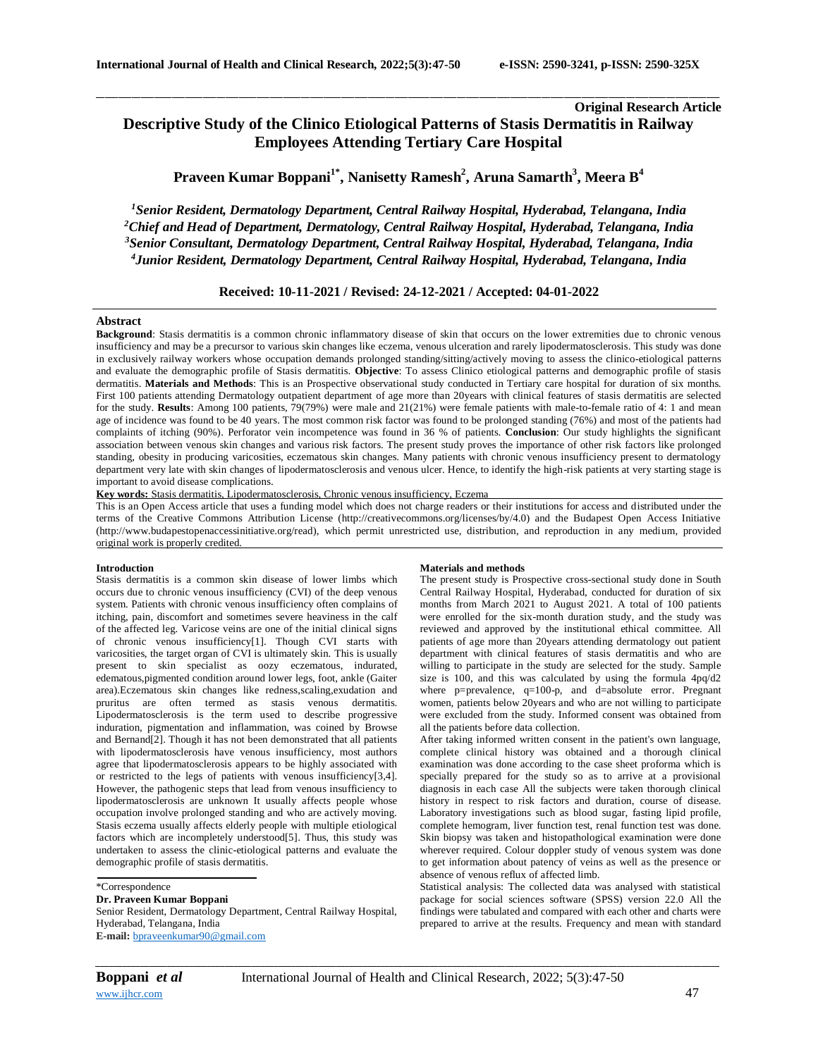**Original Research Article**

# Descriptive Study of the Clinico Etiological Patterns of Stasis Dermatitis in Railway Employees Attending Tertiary Care Hospital

**Praveen Kumar Boppani[1*], Nanisetty Ramesh[2], Aruna Samarth[3], Meera B[4]**

*[1]Senior Resident, Dermatology Department, Central Railway Hospital, Hyderabad, Telangana, India*
*[2]Chief and Head of Department, Dermatology, Central Railway Hospital, Hyderabad, Telangana, India*
*[3]Senior Consultant, Dermatology Department, Central Railway Hospital, Hyderabad, Telangana, India*
*[4]Junior Resident, Dermatology Department, Central Railway Hospital, Hyderabad, Telangana, India*

**Received: 10-11-2021 / Revised: 24-12-2021 / Accepted: 04-01-2022**

## Abstract

**Background**: Stasis dermatitis is a common chronic inflammatory disease of skin that occurs on the lower extremities due to chronic venous insufficiency and may be a precursor to various skin changes like eczema, venous ulceration and rarely lipodermatosclerosis. This study was done in exclusively railway workers whose occupation demands prolonged standing/sitting/actively moving to assess the clinico-etiological patterns and evaluate the demographic profile of Stasis dermatitis. **Objective**: To assess Clinico etiological patterns and demographic profile of stasis dermatitis. **Materials and Methods**: This is an Prospective observational study conducted in Tertiary care hospital for duration of six months. First 100 patients attending Dermatology outpatient department of age more than 20years with clinical features of stasis dermatitis are selected for the study. **Results**: Among 100 patients, 79(79%) were male and 21(21%) were female patients with male-to-female ratio of 4: 1 and mean age of incidence was found to be 40 years. The most common risk factor was found to be prolonged standing (76%) and most of the patients had complaints of itching (90%). Perforator vein incompetence was found in 36 % of patients. **Conclusion**: Our study highlights the significant association between venous skin changes and various risk factors. The present study proves the importance of other risk factors like prolonged standing, obesity in producing varicosities, eczematous skin changes. Many patients with chronic venous insufficiency present to dermatology department very late with skin changes of lipodermatosclerosis and venous ulcer. Hence, to identify the high-risk patients at very starting stage is important to avoid disease complications.

**Key words:** Stasis dermatitis, Lipodermatosclerosis, Chronic venous insufficiency, Eczema

This is an Open Access article that uses a funding model which does not charge readers or their institutions for access and distributed under the terms of the Creative Commons Attribution License (http://creativecommons.org/licenses/by/4.0) and the Budapest Open Access Initiative (http://www.budapestopenaccessinitiative.org/read), which permit unrestricted use, distribution, and reproduction in any medium, provided original work is properly credited.

## Introduction

Stasis dermatitis is a common skin disease of lower limbs which occurs due to chronic venous insufficiency (CVI) of the deep venous system. Patients with chronic venous insufficiency often complains of itching, pain, discomfort and sometimes severe heaviness in the calf of the affected leg. Varicose veins are one of the initial clinical signs of chronic venous insufficiency[1]. Though CVI starts with varicosities, the target organ of CVI is ultimately skin. This is usually present to skin specialist as oozy eczematous, indurated, edematous,pigmented condition around lower legs, foot, ankle (Gaiter area).Eczematous skin changes like redness,scaling,exudation and pruritus are often termed as stasis venous dermatitis. Lipodermatosclerosis is the term used to describe progressive induration, pigmentation and inflammation, was coined by Browse and Bernand[2]. Though it has not been demonstrated that all patients with lipodermatosclerosis have venous insufficiency, most authors agree that lipodermatosclerosis appears to be highly associated with or restricted to the legs of patients with venous insufficiency[3,4]. However, the pathogenic steps that lead from venous insufficiency to lipodermatosclerosis are unknown It usually affects people whose occupation involve prolonged standing and who are actively moving. Stasis eczema usually affects elderly people with multiple etiological factors which are incompletely understood[5]. Thus, this study was undertaken to assess the clinic-etiological patterns and evaluate the demographic profile of stasis dermatitis.

\*Correspondence

**Dr. Praveen Kumar Boppani**

Senior Resident, Dermatology Department, Central Railway Hospital, Hyderabad, Telangana, India

**E-mail:** bpraveenkumar90@gmail.com

## Materials and methods

The present study is Prospective cross-sectional study done in South Central Railway Hospital, Hyderabad, conducted for duration of six months from March 2021 to August 2021. A total of 100 patients were enrolled for the six-month duration study, and the study was reviewed and approved by the institutional ethical committee. All patients of age more than 20years attending dermatology out patient department with clinical features of stasis dermatitis and who are willing to participate in the study are selected for the study. Sample size is 100, and this was calculated by using the formula $4pq/d2$ where p=prevalence, q=100-p, and d=absolute error. Pregnant women, patients below 20years and who are not willing to participate were excluded from the study. Informed consent was obtained from all the patients before data collection.

After taking informed written consent in the patient's own language, complete clinical history was obtained and a thorough clinical examination was done according to the case sheet proforma which is specially prepared for the study so as to arrive at a provisional diagnosis in each case All the subjects were taken thorough clinical history in respect to risk factors and duration, course of disease. Laboratory investigations such as blood sugar, fasting lipid profile, complete hemogram, liver function test, renal function test was done. Skin biopsy was taken and histopathological examination were done wherever required. Colour doppler study of venous system was done to get information about patency of veins as well as the presence or absence of venous reflux of affected limb.

Statistical analysis: The collected data was analysed with statistical package for social sciences software (SPSS) version 22.0 All the findings were tabulated and compared with each other and charts were prepared to arrive at the results. Frequency and mean with standard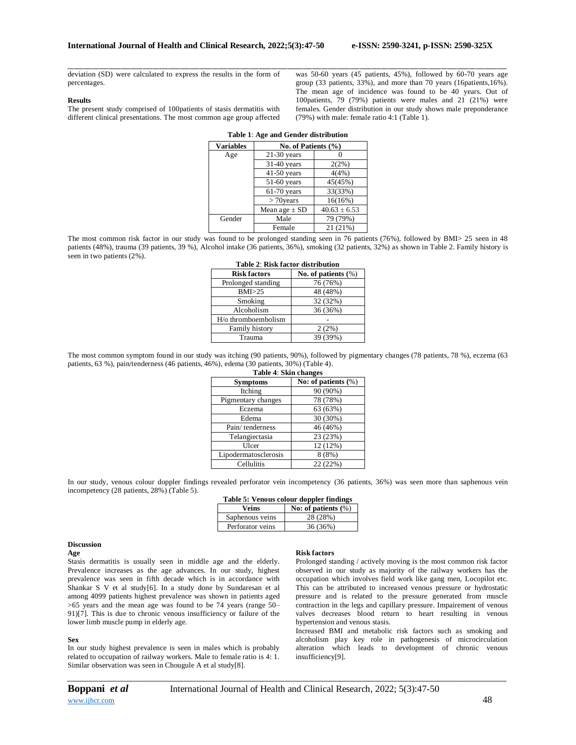deviation (SD) were calculated to express the results in the form of percentages.

### Results

The present study comprised of 100patients of stasis dermatitis with different clinical presentations. The most common age group affected was 50-60 years (45 patients, 45%), followed by 60-70 years age group (33 patients, 33%), and more than 70 years (16patients,16%). The mean age of incidence was found to be 40 years. Out of 100patients, 79 (79%) patients were males and 21 (21%) were females. Gender distribution in our study shows male preponderance (79%) with male: female ratio 4:1 (Table 1).

**Table 1**: **Age and Gender distribution**

| Variables | No. of Patients (%) | |
|---|---|---|
| Age | 21-30 years | 0 |
| | 31-40 years | 2(2%) |
| | 41-50 years | 4(4%) |
| | 51-60 years | 45(45%) |
| | 61-70 years | 33(33%) |
| | > 70years | 16(16%) |
| | Mean age ± SD | 40.63 ± 6.53 |
| Gender | Male | 79 (79%) |
| | Female | 21 (21%) |

The most common risk factor in our study was found to be prolonged standing seen in 76 patients (76%), followed by BMI> 25 seen in 48 patients (48%), trauma (39 patients, 39 %), Alcohol intake (36 patients, 36%), smoking (32 patients, 32%) as shown in Table 2. Family history is seen in two patients (2%).

**Table 2**: **Risk factor distribution**

| Risk factors | No. of patients (%) |
|---|---|
| Prolonged standing | 76 (76%) |
| BMI>25 | 48 (48%) |
| Smoking | 32 (32%) |
| Alcoholism | 36 (36%) |
| H/o thromboembolism | - |
| Family history | 2 (2%) |
| Trauma | 39 (39%) |

The most common symptom found in our study was itching (90 patients, 90%), followed by pigmentary changes (78 patients, 78 %), eczema (63 patients, 63 %), pain/tenderness (46 patients, 46%), edema (30 patients, 30%) (Table 4).

**Table 4**: **Skin changes**

| Symptoms | No: of patients (%) |
|---|---|
| Itching | 90 (90%) |
| Pigmentary changes | 78 (78%) |
| Eczema | 63 (63%) |
| Edema | 30 (30%) |
| Pain/ tenderness | 46 (46%) |
| Telangiectasia | 23 (23%) |
| Ulcer | 12 (12%) |
| Lipodermatosclerosis | 8 (8%) |
| Cellulitis | 22 (22%) |

In our study, venous colour doppler findings revealed perforator vein incompetency (36 patients, 36%) was seen more than saphenous vein incompetency (28 patients, 28%) (Table 5).

**Table 5: Venous colour doppler findings**

| Veins | No: of patients (%) |
|---|---|
| Saphenous veins | 28 (28%) |
| Perforator veins | 36 (36%) |

### Discussion

#### Age

Stasis dermatitis is usually seen in middle age and the elderly. Prevalence increases as the age advances. In our study, highest prevalence was seen in fifth decade which is in accordance with Shankar S V et al study[6]. In a study done by Sundaresan et al among 4099 patients highest prevalence was shown in patients aged >65 years and the mean age was found to be 74 years (range 50–91)[7]. This is due to chronic venous insufficiency or failure of the lower limb muscle pump in elderly age.

#### Sex

In our study highest prevalence is seen in males which is probably related to occupation of railway workers. Male to female ratio is 4: 1. Similar observation was seen in Chougule A et al study[8].

#### Risk factors

Prolonged standing / actively moving is the most common risk factor observed in our study as majority of the railway workers has the occupation which involves field work like gang men, Locopilot etc. This can be attributed to increased venous pressure or hydrostatic pressure and is related to the pressure generated from muscle contraction in the legs and capillary pressure. Impairement of venous valves decreases blood return to heart resulting in venous hypertension and venous stasis.

Increased BMI and metabolic risk factors such as smoking and alcoholism play key role in pathogenesis of microcirculation alteration which leads to development of chronic venous insufficiency[9].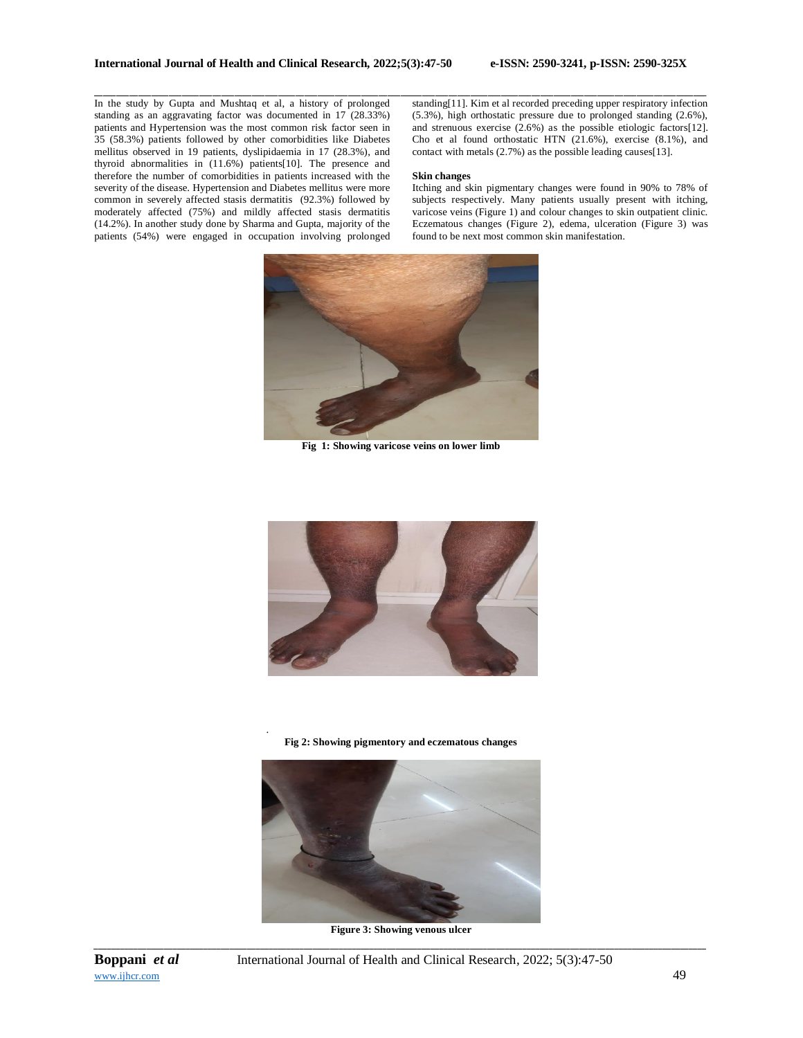In the study by Gupta and Mushtaq et al, a history of prolonged standing as an aggravating factor was documented in 17 (28.33%) patients and Hypertension was the most common risk factor seen in 35 (58.3%) patients followed by other comorbidities like Diabetes mellitus observed in 19 patients, dyslipidaemia in 17 (28.3%), and thyroid abnormalities in (11.6%) patients[10]. The presence and therefore the number of comorbidities in patients increased with the severity of the disease. Hypertension and Diabetes mellitus were more common in severely affected stasis dermatitis (92.3%) followed by moderately affected (75%) and mildly affected stasis dermatitis (14.2%). In another study done by Sharma and Gupta, majority of the patients (54%) were engaged in occupation involving prolonged standing[11]. Kim et al recorded preceding upper respiratory infection (5.3%), high orthostatic pressure due to prolonged standing (2.6%), and strenuous exercise (2.6%) as the possible etiologic factors[12]. Cho et al found orthostatic HTN (21.6%), exercise (8.1%), and contact with metals (2.7%) as the possible leading causes[13].

**Skin changes**

Itching and skin pigmentary changes were found in 90% to 78% of subjects respectively. Many patients usually present with itching, varicose veins (Figure 1) and colour changes to skin outpatient clinic. Eczematous changes (Figure 2), edema, ulceration (Figure 3) was found to be next most common skin manifestation.

**Fig 1: Showing varicose veins on lower limb**

**Fig 2: Showing pigmentory and eczematous changes**

**Figure 3: Showing venous ulcer**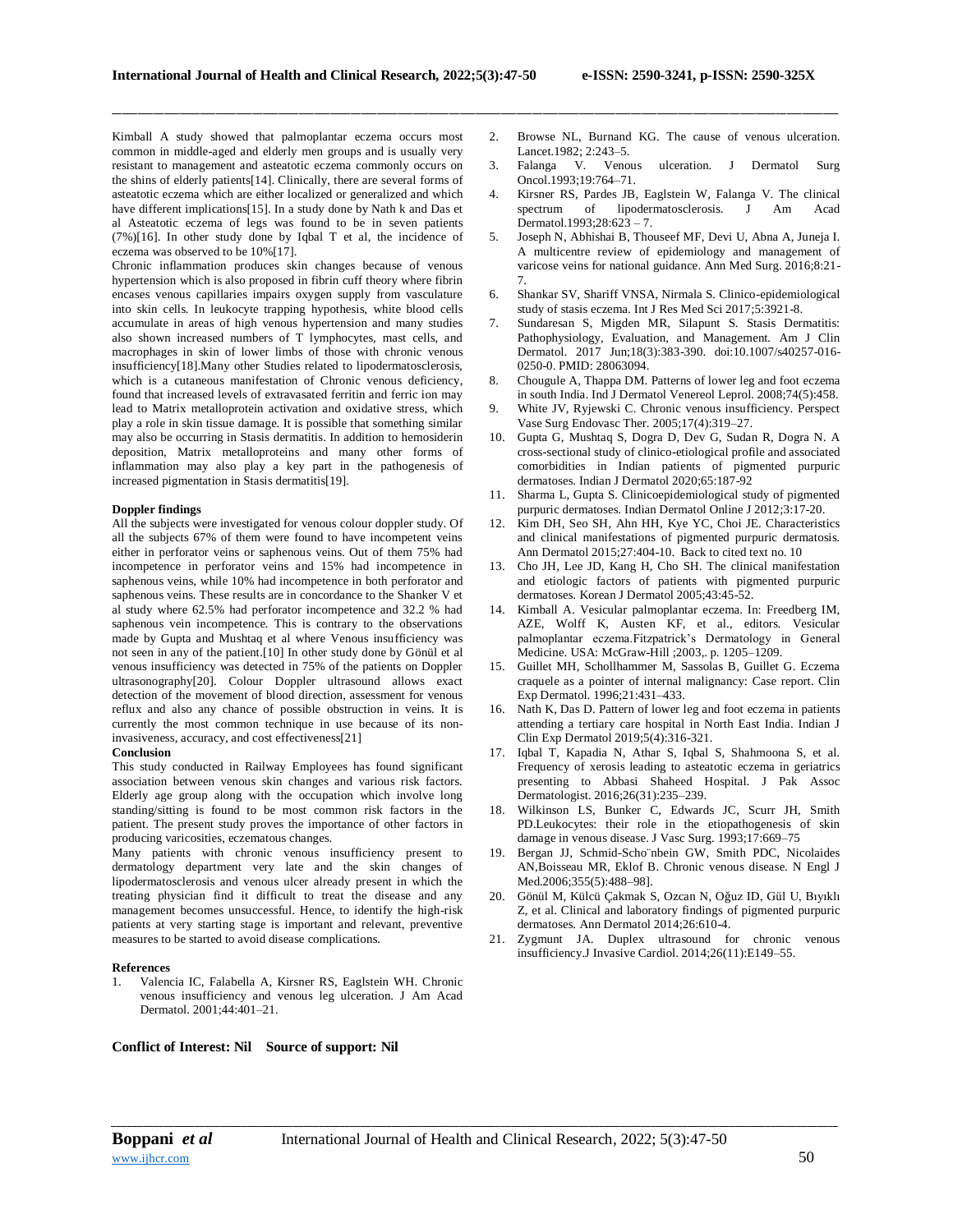Kimball A study showed that palmoplantar eczema occurs most common in middle-aged and elderly men groups and is usually very resistant to management and asteatotic eczema commonly occurs on the shins of elderly patients[14]. Clinically, there are several forms of asteatotic eczema which are either localized or generalized and which have different implications[15]. In a study done by Nath k and Das et al Asteatotic eczema of legs was found to be in seven patients (7%)[16]. In other study done by Iqbal T et al, the incidence of eczema was observed to be 10%[17].

Chronic inflammation produces skin changes because of venous hypertension which is also proposed in fibrin cuff theory where fibrin encases venous capillaries impairs oxygen supply from vasculature into skin cells. In leukocyte trapping hypothesis, white blood cells accumulate in areas of high venous hypertension and many studies also shown increased numbers of T lymphocytes, mast cells, and macrophages in skin of lower limbs of those with chronic venous insufficiency[18].Many other Studies related to lipodermatosclerosis, which is a cutaneous manifestation of Chronic venous deficiency, found that increased levels of extravasated ferritin and ferric ion may lead to Matrix metalloprotein activation and oxidative stress, which play a role in skin tissue damage. It is possible that something similar may also be occurring in Stasis dermatitis. In addition to hemosiderin deposition, Matrix metalloproteins and many other forms of inflammation may also play a key part in the pathogenesis of increased pigmentation in Stasis dermatitis[19].

**Doppler findings**

All the subjects were investigated for venous colour doppler study. Of all the subjects 67% of them were found to have incompetent veins either in perforator veins or saphenous veins. Out of them 75% had incompetence in perforator veins and 15% had incompetence in saphenous veins, while 10% had incompetence in both perforator and saphenous veins. These results are in concordance to the Shanker V et al study where 62.5% had perforator incompetence and 32.2 % had saphenous vein incompetence. This is contrary to the observations made by Gupta and Mushtaq et al where Venous insufficiency was not seen in any of the patient.[10] In other study done by Gönül et al venous insufficiency was detected in 75% of the patients on Doppler ultrasonography[20]. Colour Doppler ultrasound allows exact detection of the movement of blood direction, assessment for venous reflux and also any chance of possible obstruction in veins. It is currently the most common technique in use because of its non-invasiveness, accuracy, and cost effectiveness[21]

**Conclusion**

This study conducted in Railway Employees has found significant association between venous skin changes and various risk factors. Elderly age group along with the occupation which involve long standing/sitting is found to be most common risk factors in the patient. The present study proves the importance of other factors in producing varicosities, eczematous changes.

Many patients with chronic venous insufficiency present to dermatology department very late and the skin changes of lipodermatosclerosis and venous ulcer already present in which the treating physician find it difficult to treat the disease and any management becomes unsuccessful. Hence, to identify the high-risk patients at very starting stage is important and relevant, preventive measures to be started to avoid disease complications.

**References**

1. Valencia IC, Falabella A, Kirsner RS, Eaglstein WH. Chronic venous insufficiency and venous leg ulceration. J Am Acad Dermatol. 2001;44:401–21.
2. Browse NL, Burnand KG. The cause of venous ulceration. Lancet.1982; 2:243–5.
3. Falanga V. Venous ulceration. J Dermatol Surg Oncol.1993;19:764–71.
4. Kirsner RS, Pardes JB, Eaglstein W, Falanga V. The clinical spectrum of lipodermatosclerosis. J Am Acad Dermatol.1993;28:623 – 7.
5. Joseph N, Abhishai B, Thouseef MF, Devi U, Abna A, Juneja I. A multicentre review of epidemiology and management of varicose veins for national guidance. Ann Med Surg. 2016;8:21-7.
6. Shankar SV, Shariff VNSA, Nirmala S. Clinico-epidemiological study of stasis eczema. Int J Res Med Sci 2017;5:3921-8.
7. Sundaresan S, Migden MR, Silapunt S. Stasis Dermatitis: Pathophysiology, Evaluation, and Management. Am J Clin Dermatol. 2017 Jun;18(3):383-390. doi:10.1007/s40257-016-0250-0. PMID: 28063094.
8. Chougule A, Thappa DM. Patterns of lower leg and foot eczema in south India. Ind J Dermatol Venereol Leprol. 2008;74(5):458.
9. White JV, Ryjewski C. Chronic venous insufficiency. Perspect Vasc Surg Endovasc Ther. 2005;17(4):319–27.
10. Gupta G, Mushtaq S, Dogra D, Dev G, Sudan R, Dogra N. A cross-sectional study of clinico-etiological profile and associated comorbidities in Indian patients of pigmented purpuric dermatoses. Indian J Dermatol 2020;65:187-92
11. Sharma L, Gupta S. Clinicoepidemiological study of pigmented purpuric dermatoses. Indian Dermatol Online J 2012;3:17-20.
12. Kim DH, Seo SH, Ahn HH, Kye YC, Choi JE. Characteristics and clinical manifestations of pigmented purpuric dermatosis. Ann Dermatol 2015;27:404-10. Back to cited text no. 10
13. Cho JH, Lee JD, Kang H, Cho SH. The clinical manifestation and etiologic factors of patients with pigmented purpuric dermatoses. Korean J Dermatol 2005;43:45-52.
14. Kimball A. Vesicular palmoplantar eczema. In: Freedberg IM, AZE, Wolff K, Austen KF, et al., editors. Vesicular palmoplantar eczema.Fitzpatrick's Dermatology in General Medicine. USA: McGraw-Hill ;2003,. p. 1205–1209.
15. Guillet MH, Schollhammer M, Sassolas B, Guillet G. Eczema craquele as a pointer of internal malignancy: Case report. Clin Exp Dermatol. 1996;21:431–433.
16. Nath K, Das D. Pattern of lower leg and foot eczema in patients attending a tertiary care hospital in North East India. Indian J Clin Exp Dermatol 2019;5(4):316-321.
17. Iqbal T, Kapadia N, Athar S, Iqbal S, Shahmoona S, et al. Frequency of xerosis leading to asteatotic eczema in geriatrics presenting to Abbasi Shaheed Hospital. J Pak Assoc Dermatologist. 2016;26(31):235–239.
18. Wilkinson LS, Bunker C, Edwards JC, Scurr JH, Smith PD.Leukocytes: their role in the etiopathogenesis of skin damage in venous disease. J Vasc Surg. 1993;17:669–75
19. Bergan JJ, Schmid-Scho¨nbein GW, Smith PDC, Nicolaides AN,Boisseau MR, Eklof B. Chronic venous disease. N Engl J Med.2006;355(5):488–98].
20. Gönül M, Külcü Çakmak S, Ozcan N, Oğuz ID, Gül U, Bıyıklı Z, et al. Clinical and laboratory findings of pigmented purpuric dermatoses. Ann Dermatol 2014;26:610-4.
21. Zygmunt JA. Duplex ultrasound for chronic venous insufficiency.J Invasive Cardiol. 2014;26(11):E149–55.

**Conflict of Interest: Nil Source of support: Nil**